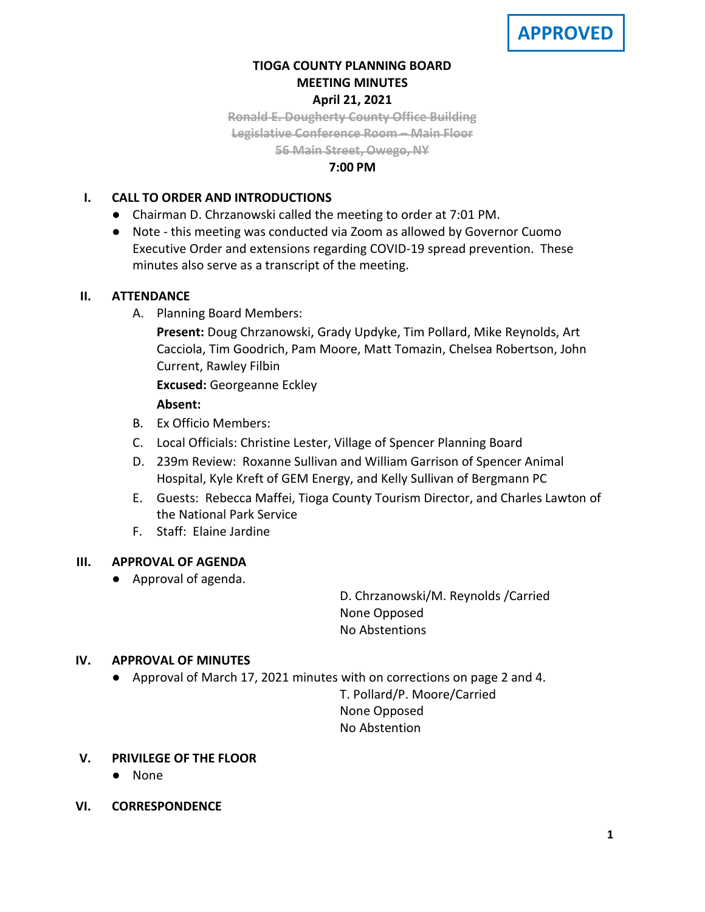**APPROVED**

# TIOGA COUNTY PLANNING BOARD
## MEETING MINUTES
### April 21, 2021

~~Ronald E. Dougherty County Office Building~~
~~Legislative Conference Room – Main Floor~~
~~56 Main Street, Owego, NY~~

**7:00 PM**

## I. CALL TO ORDER AND INTRODUCTIONS

- Chairman D. Chrzanowski called the meeting to order at 7:01 PM.
- Note - this meeting was conducted via Zoom as allowed by Governor Cuomo Executive Order and extensions regarding COVID-19 spread prevention. These minutes also serve as a transcript of the meeting.

## II. ATTENDANCE

A. Planning Board Members:

**Present:** Doug Chrzanowski, Grady Updyke, Tim Pollard, Mike Reynolds, Art Cacciola, Tim Goodrich, Pam Moore, Matt Tomazin, Chelsea Robertson, John Current, Rawley Filbin

**Excused:** Georgeanne Eckley

**Absent:**

B. Ex Officio Members:

C. Local Officials: Christine Lester, Village of Spencer Planning Board

D. 239m Review: Roxanne Sullivan and William Garrison of Spencer Animal Hospital, Kyle Kreft of GEM Energy, and Kelly Sullivan of Bergmann PC

E. Guests: Rebecca Maffei, Tioga County Tourism Director, and Charles Lawton of the National Park Service

F. Staff: Elaine Jardine

## III. APPROVAL OF AGENDA

- Approval of agenda.

D. Chrzanowski/M. Reynolds /Carried
None Opposed
No Abstentions

## IV. APPROVAL OF MINUTES

- Approval of March 17, 2021 minutes with on corrections on page 2 and 4.

T. Pollard/P. Moore/Carried
None Opposed
No Abstention

## V. PRIVILEGE OF THE FLOOR

- None

## VI. CORRESPONDENCE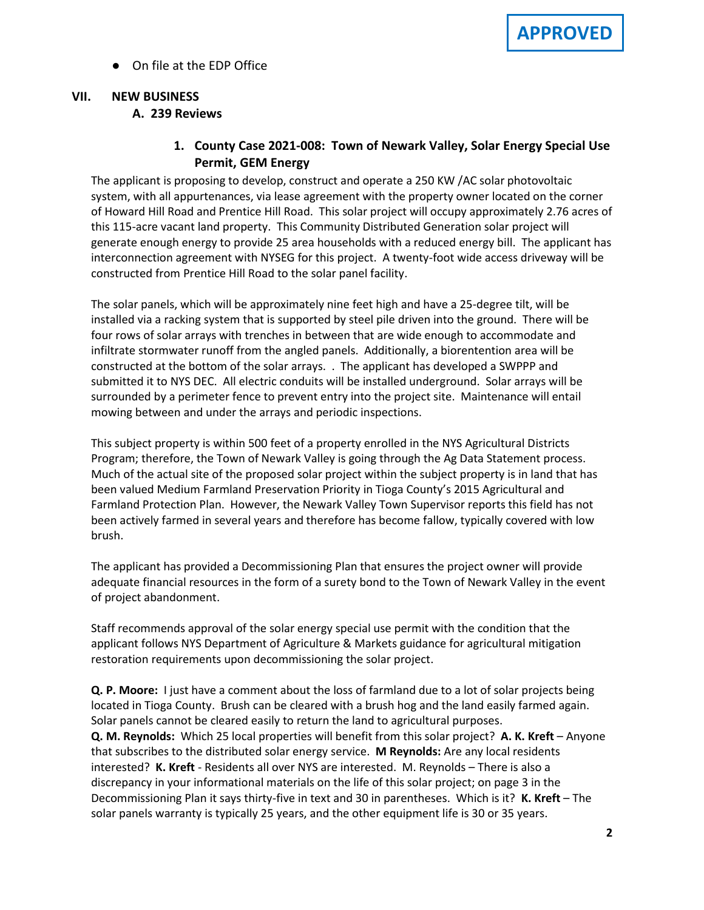**APPROVED**

- On file at the EDP Office

## VII. NEW BUSINESS

### A. 239 Reviews

#### 1. County Case 2021-008: Town of Newark Valley, Solar Energy Special Use Permit, GEM Energy

The applicant is proposing to develop, construct and operate a 250 KW /AC solar photovoltaic system, with all appurtenances, via lease agreement with the property owner located on the corner of Howard Hill Road and Prentice Hill Road. This solar project will occupy approximately 2.76 acres of this 115-acre vacant land property. This Community Distributed Generation solar project will generate enough energy to provide 25 area households with a reduced energy bill. The applicant has interconnection agreement with NYSEG for this project. A twenty-foot wide access driveway will be constructed from Prentice Hill Road to the solar panel facility.

The solar panels, which will be approximately nine feet high and have a 25-degree tilt, will be installed via a racking system that is supported by steel pile driven into the ground. There will be four rows of solar arrays with trenches in between that are wide enough to accommodate and infiltrate stormwater runoff from the angled panels. Additionally, a biorentention area will be constructed at the bottom of the solar arrays. . The applicant has developed a SWPPP and submitted it to NYS DEC. All electric conduits will be installed underground. Solar arrays will be surrounded by a perimeter fence to prevent entry into the project site. Maintenance will entail mowing between and under the arrays and periodic inspections.

This subject property is within 500 feet of a property enrolled in the NYS Agricultural Districts Program; therefore, the Town of Newark Valley is going through the Ag Data Statement process. Much of the actual site of the proposed solar project within the subject property is in land that has been valued Medium Farmland Preservation Priority in Tioga County's 2015 Agricultural and Farmland Protection Plan. However, the Newark Valley Town Supervisor reports this field has not been actively farmed in several years and therefore has become fallow, typically covered with low brush.

The applicant has provided a Decommissioning Plan that ensures the project owner will provide adequate financial resources in the form of a surety bond to the Town of Newark Valley in the event of project abandonment.

Staff recommends approval of the solar energy special use permit with the condition that the applicant follows NYS Department of Agriculture & Markets guidance for agricultural mitigation restoration requirements upon decommissioning the solar project.

**Q. P. Moore:** I just have a comment about the loss of farmland due to a lot of solar projects being located in Tioga County. Brush can be cleared with a brush hog and the land easily farmed again. Solar panels cannot be cleared easily to return the land to agricultural purposes.
**Q. M. Reynolds:** Which 25 local properties will benefit from this solar project? **A. K. Kreft** – Anyone that subscribes to the distributed solar energy service. **M Reynolds:** Are any local residents interested? **K. Kreft** - Residents all over NYS are interested. M. Reynolds – There is also a discrepancy in your informational materials on the life of this solar project; on page 3 in the Decommissioning Plan it says thirty-five in text and 30 in parentheses. Which is it? **K. Kreft** – The solar panels warranty is typically 25 years, and the other equipment life is 30 or 35 years.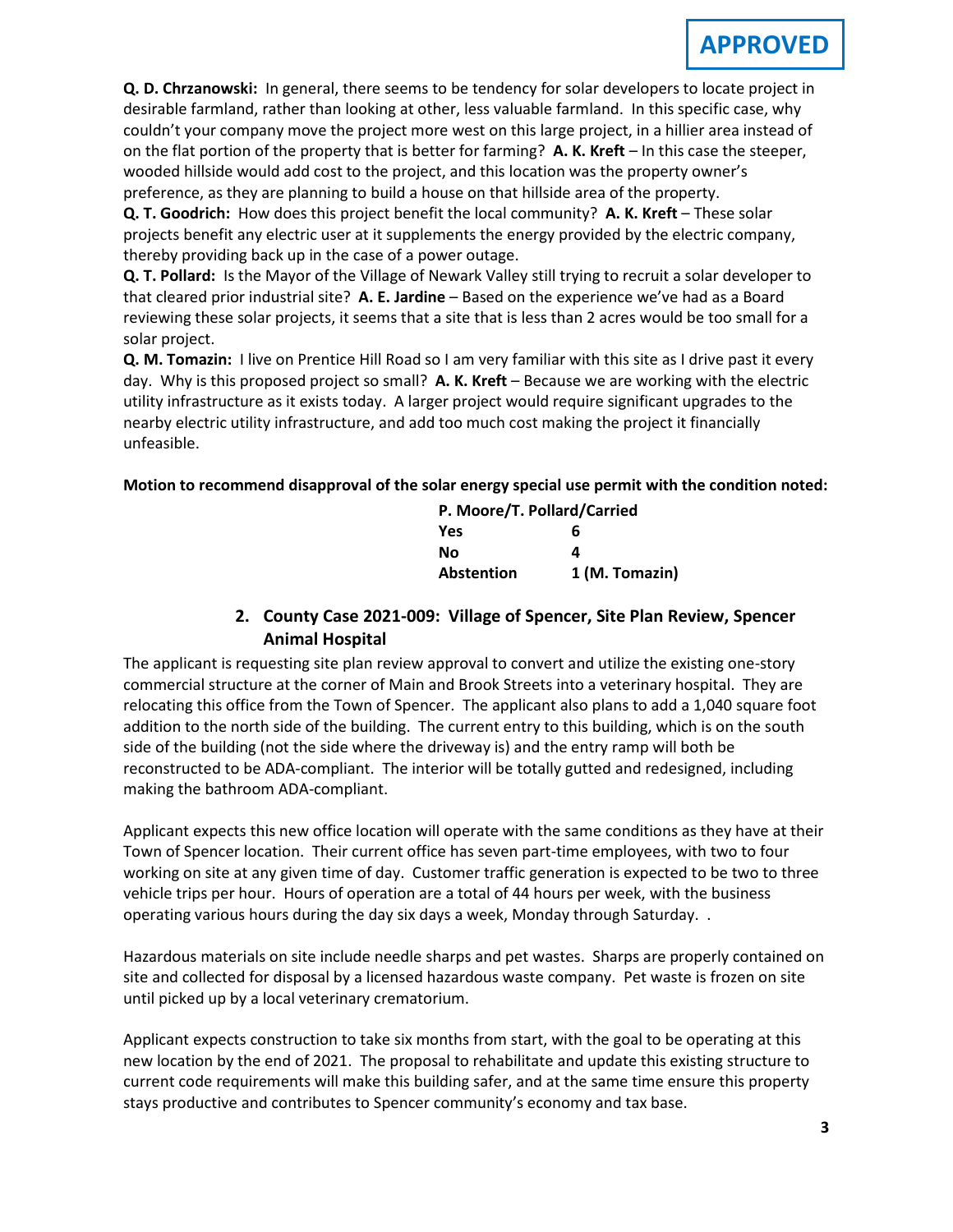**APPROVED**

**Q. D. Chrzanowski:** In general, there seems to be tendency for solar developers to locate project in desirable farmland, rather than looking at other, less valuable farmland. In this specific case, why couldn't your company move the project more west on this large project, in a hillier area instead of on the flat portion of the property that is better for farming? **A. K. Kreft** – In this case the steeper, wooded hillside would add cost to the project, and this location was the property owner's preference, as they are planning to build a house on that hillside area of the property.

**Q. T. Goodrich:** How does this project benefit the local community? **A. K. Kreft** – These solar projects benefit any electric user at it supplements the energy provided by the electric company, thereby providing back up in the case of a power outage.

**Q. T. Pollard:** Is the Mayor of the Village of Newark Valley still trying to recruit a solar developer to that cleared prior industrial site? **A. E. Jardine** – Based on the experience we've had as a Board reviewing these solar projects, it seems that a site that is less than 2 acres would be too small for a solar project.

**Q. M. Tomazin:** I live on Prentice Hill Road so I am very familiar with this site as I drive past it every day. Why is this proposed project so small? **A. K. Kreft** – Because we are working with the electric utility infrastructure as it exists today. A larger project would require significant upgrades to the nearby electric utility infrastructure, and add too much cost making the project it financially unfeasible.

**Motion to recommend disapproval of the solar energy special use permit with the condition noted:**

| **P. Moore/T. Pollard/Carried** | |
|---|---|
| **Yes** | **6** |
| **No** | **4** |
| **Abstention** | **1 (M. Tomazin)** |

## 2. County Case 2021-009: Village of Spencer, Site Plan Review, Spencer Animal Hospital

The applicant is requesting site plan review approval to convert and utilize the existing one-story commercial structure at the corner of Main and Brook Streets into a veterinary hospital. They are relocating this office from the Town of Spencer. The applicant also plans to add a 1,040 square foot addition to the north side of the building. The current entry to this building, which is on the south side of the building (not the side where the driveway is) and the entry ramp will both be reconstructed to be ADA-compliant. The interior will be totally gutted and redesigned, including making the bathroom ADA-compliant.

Applicant expects this new office location will operate with the same conditions as they have at their Town of Spencer location. Their current office has seven part-time employees, with two to four working on site at any given time of day. Customer traffic generation is expected to be two to three vehicle trips per hour. Hours of operation are a total of 44 hours per week, with the business operating various hours during the day six days a week, Monday through Saturday. .

Hazardous materials on site include needle sharps and pet wastes. Sharps are properly contained on site and collected for disposal by a licensed hazardous waste company. Pet waste is frozen on site until picked up by a local veterinary crematorium.

Applicant expects construction to take six months from start, with the goal to be operating at this new location by the end of 2021. The proposal to rehabilitate and update this existing structure to current code requirements will make this building safer, and at the same time ensure this property stays productive and contributes to Spencer community's economy and tax base.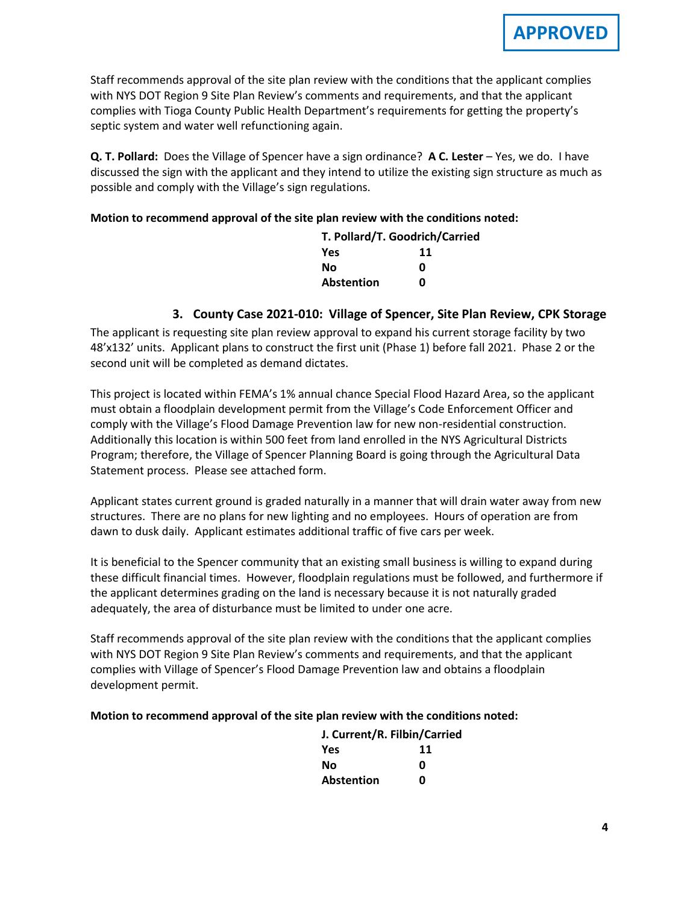**APPROVED**

Staff recommends approval of the site plan review with the conditions that the applicant complies with NYS DOT Region 9 Site Plan Review's comments and requirements, and that the applicant complies with Tioga County Public Health Department's requirements for getting the property's septic system and water well refunctioning again.

**Q. T. Pollard:** Does the Village of Spencer have a sign ordinance? **A C. Lester** – Yes, we do. I have discussed the sign with the applicant and they intend to utilize the existing sign structure as much as possible and comply with the Village's sign regulations.

**Motion to recommend approval of the site plan review with the conditions noted:**

| **T. Pollard/T. Goodrich/Carried** | |
|---|---|
| **Yes** | **11** |
| **No** | **0** |
| **Abstention** | **0** |

### 3. County Case 2021-010: Village of Spencer, Site Plan Review, CPK Storage

The applicant is requesting site plan review approval to expand his current storage facility by two 48'x132' units. Applicant plans to construct the first unit (Phase 1) before fall 2021. Phase 2 or the second unit will be completed as demand dictates.

This project is located within FEMA's 1% annual chance Special Flood Hazard Area, so the applicant must obtain a floodplain development permit from the Village's Code Enforcement Officer and comply with the Village's Flood Damage Prevention law for new non-residential construction. Additionally this location is within 500 feet from land enrolled in the NYS Agricultural Districts Program; therefore, the Village of Spencer Planning Board is going through the Agricultural Data Statement process. Please see attached form.

Applicant states current ground is graded naturally in a manner that will drain water away from new structures. There are no plans for new lighting and no employees. Hours of operation are from dawn to dusk daily. Applicant estimates additional traffic of five cars per week.

It is beneficial to the Spencer community that an existing small business is willing to expand during these difficult financial times. However, floodplain regulations must be followed, and furthermore if the applicant determines grading on the land is necessary because it is not naturally graded adequately, the area of disturbance must be limited to under one acre.

Staff recommends approval of the site plan review with the conditions that the applicant complies with NYS DOT Region 9 Site Plan Review's comments and requirements, and that the applicant complies with Village of Spencer's Flood Damage Prevention law and obtains a floodplain development permit.

**Motion to recommend approval of the site plan review with the conditions noted:**

| **J. Current/R. Filbin/Carried** | |
|---|---|
| **Yes** | **11** |
| **No** | **0** |
| **Abstention** | **0** |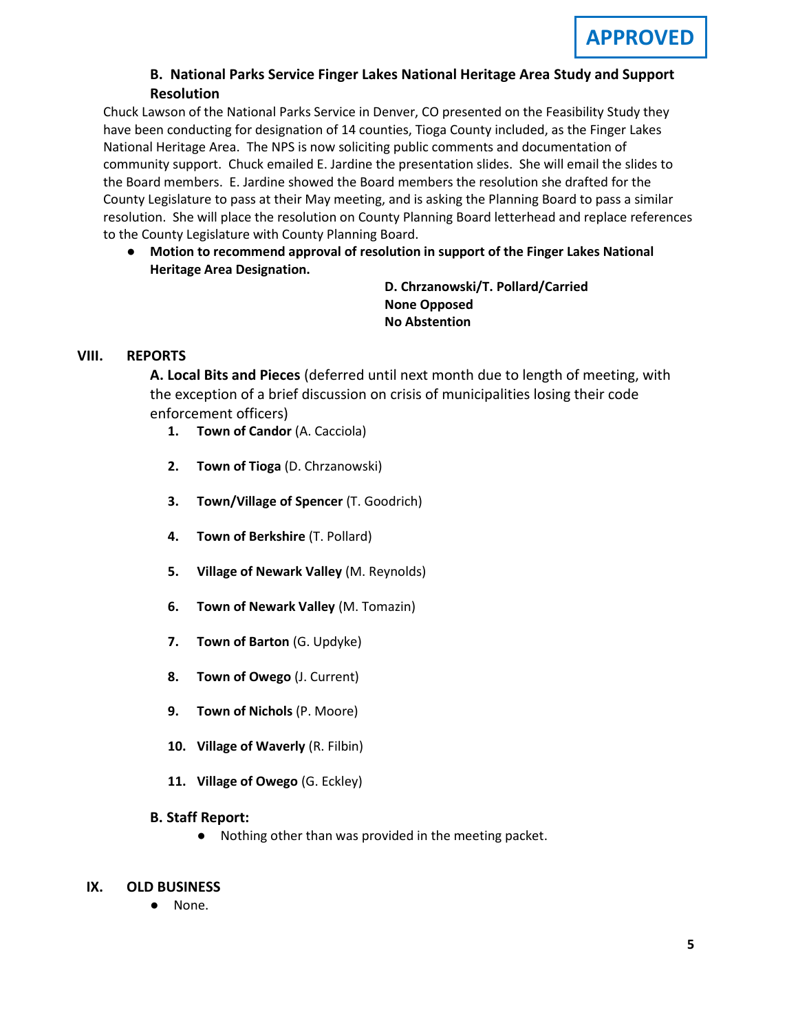**APPROVED**

### B. National Parks Service Finger Lakes National Heritage Area Study and Support Resolution

Chuck Lawson of the National Parks Service in Denver, CO presented on the Feasibility Study they have been conducting for designation of 14 counties, Tioga County included, as the Finger Lakes National Heritage Area. The NPS is now soliciting public comments and documentation of community support. Chuck emailed E. Jardine the presentation slides. She will email the slides to the Board members. E. Jardine showed the Board members the resolution she drafted for the County Legislature to pass at their May meeting, and is asking the Planning Board to pass a similar resolution. She will place the resolution on County Planning Board letterhead and replace references to the County Legislature with County Planning Board.

- **Motion to recommend approval of resolution in support of the Finger Lakes National Heritage Area Designation.**

**D. Chrzanowski/T. Pollard/Carried**
**None Opposed**
**No Abstention**

## VIII. REPORTS

**A. Local Bits and Pieces** (deferred until next month due to length of meeting, with the exception of a brief discussion on crisis of municipalities losing their code enforcement officers)

1. **Town of Candor** (A. Cacciola)
2. **Town of Tioga** (D. Chrzanowski)
3. **Town/Village of Spencer** (T. Goodrich)
4. **Town of Berkshire** (T. Pollard)
5. **Village of Newark Valley** (M. Reynolds)
6. **Town of Newark Valley** (M. Tomazin)
7. **Town of Barton** (G. Updyke)
8. **Town of Owego** (J. Current)
9. **Town of Nichols** (P. Moore)
10. **Village of Waverly** (R. Filbin)
11. **Village of Owego** (G. Eckley)

**B. Staff Report:**

- Nothing other than was provided in the meeting packet.

## IX. OLD BUSINESS

- None.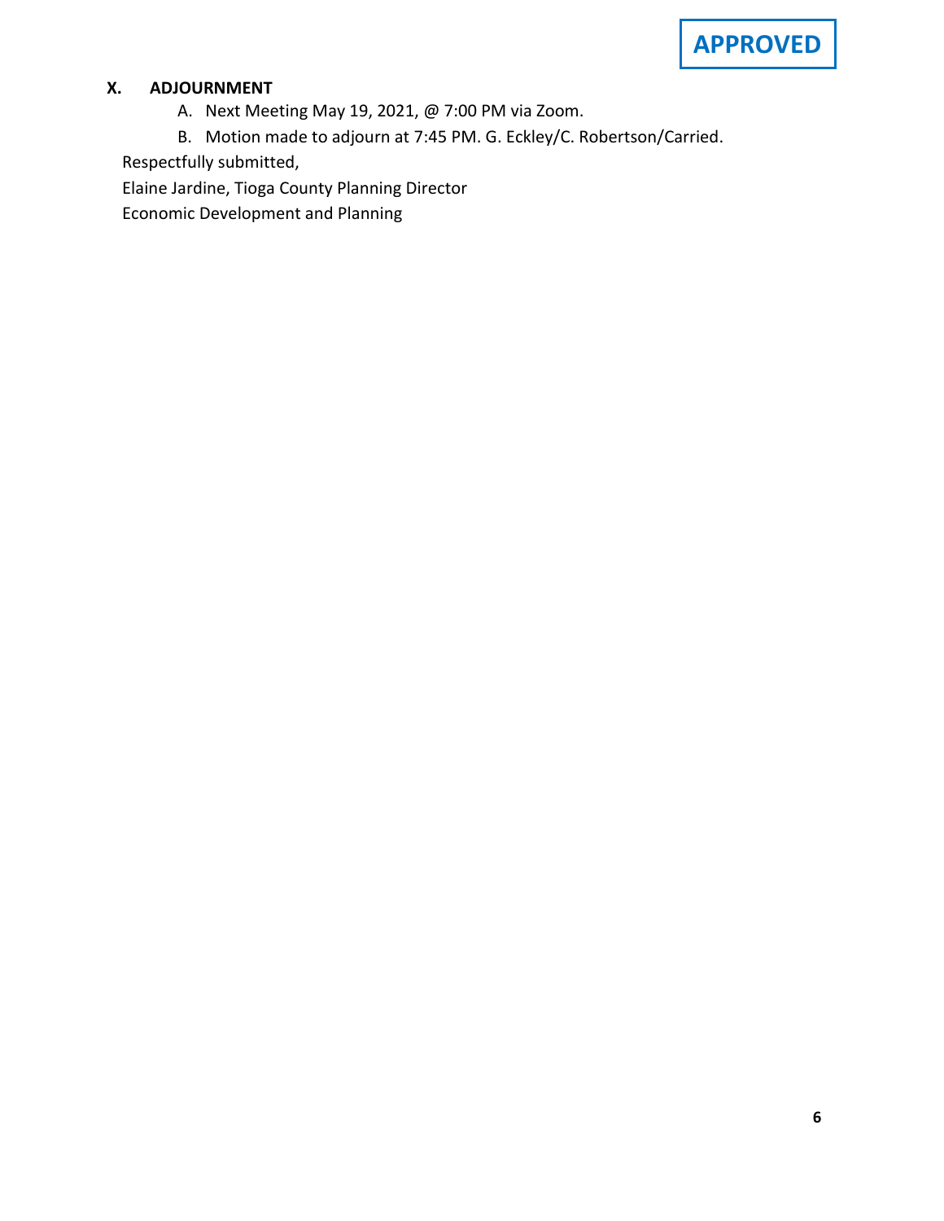APPROVED

## X. ADJOURNMENT

A. Next Meeting May 19, 2021, @ 7:00 PM via Zoom.

B. Motion made to adjourn at 7:45 PM. G. Eckley/C. Robertson/Carried.

Respectfully submitted,

Elaine Jardine, Tioga County Planning Director

Economic Development and Planning